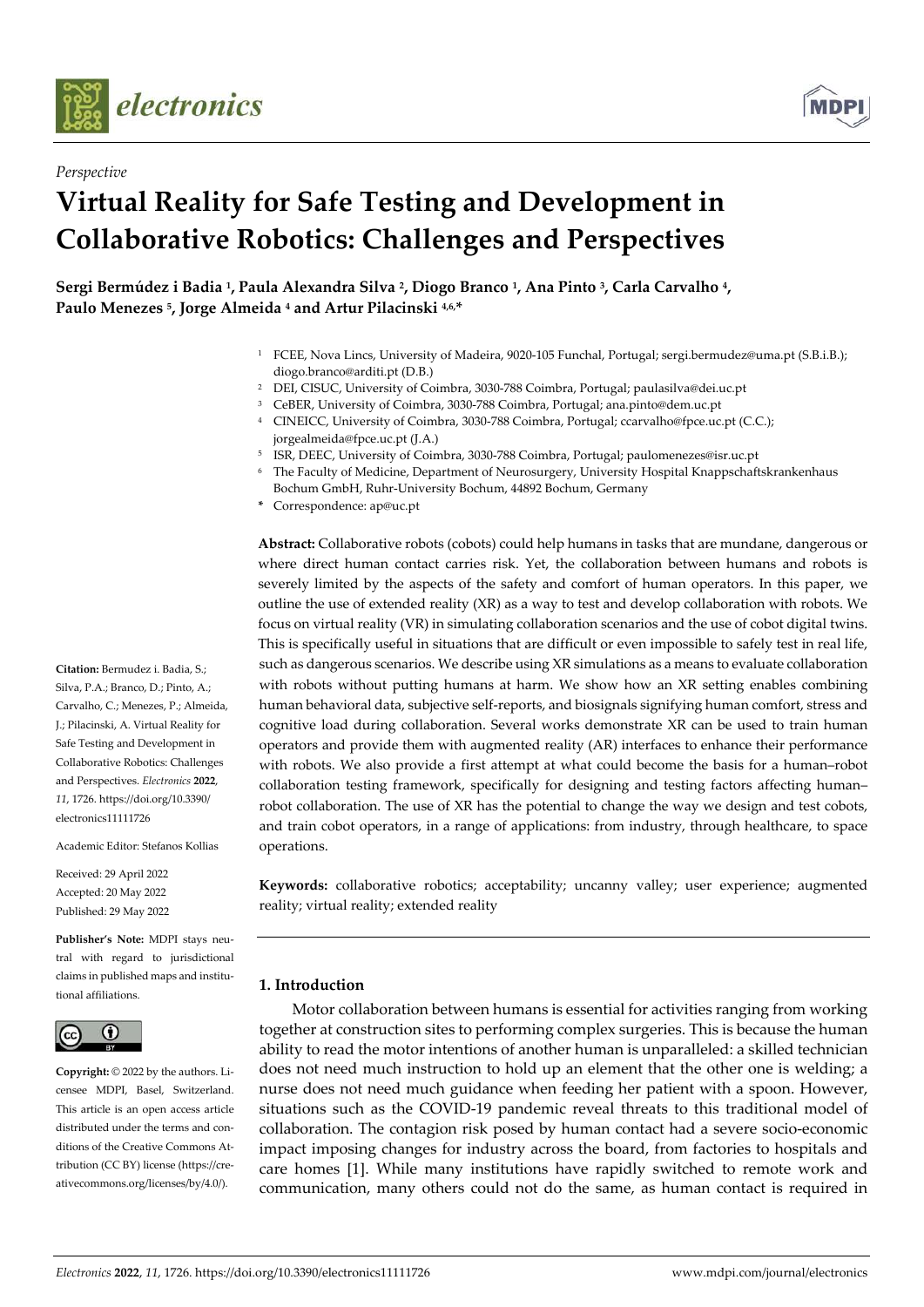*Perspective*

# Virtual Reality for Safe Testing and Development in Collaborative Robotics: Challenges and Perspectives

**Sergi Bermúdez i Badia [1], Paula Alexandra Silva [2], Diogo Branco [1], Ana Pinto [3], Carla Carvalho [4], Paulo Menezes [5], Jorge Almeida [4] and Artur Pilacinski [4,6,*]**

[1] FCEE, Nova Lincs, University of Madeira, 9020-105 Funchal, Portugal; sergi.bermudez@uma.pt (S.B.i.B.); diogo.branco@arditi.pt (D.B.)
[2] DEI, CISUC, University of Coimbra, 3030-788 Coimbra, Portugal; paulasilva@dei.uc.pt
[3] CeBER, University of Coimbra, 3030-788 Coimbra, Portugal; ana.pinto@dem.uc.pt
[4] CINEICC, University of Coimbra, 3030-788 Coimbra, Portugal; ccarvalho@fpce.uc.pt (C.C.); jorgealmeida@fpce.uc.pt (J.A.)
[5] ISR, DEEC, University of Coimbra, 3030-788 Coimbra, Portugal; paulomenezes@isr.uc.pt
[6] The Faculty of Medicine, Department of Neurosurgery, University Hospital Knappschaftskrankenhaus Bochum GmbH, Ruhr-University Bochum, 44892 Bochum, Germany
* Correspondence: ap@uc.pt

**Abstract:** Collaborative robots (cobots) could help humans in tasks that are mundane, dangerous or where direct human contact carries risk. Yet, the collaboration between humans and robots is severely limited by the aspects of the safety and comfort of human operators. In this paper, we outline the use of extended reality (XR) as a way to test and develop collaboration with robots. We focus on virtual reality (VR) in simulating collaboration scenarios and the use of cobot digital twins. This is specifically useful in situations that are difficult or even impossible to safely test in real life, such as dangerous scenarios. We describe using XR simulations as a means to evaluate collaboration with robots without putting humans at harm. We show how an XR setting enables combining human behavioral data, subjective self-reports, and biosignals signifying human comfort, stress and cognitive load during collaboration. Several works demonstrate XR can be used to train human operators and provide them with augmented reality (AR) interfaces to enhance their performance with robots. We also provide a first attempt at what could become the basis for a human–robot collaboration testing framework, specifically for designing and testing factors affecting human–robot collaboration. The use of XR has the potential to change the way we design and test cobots, and train cobot operators, in a range of applications: from industry, through healthcare, to space operations.

**Keywords:** collaborative robotics; acceptability; uncanny valley; user experience; augmented reality; virtual reality; extended reality

**Citation:** Bermudez i. Badia, S.; Silva, P.A.; Branco, D.; Pinto, A.; Carvalho, C.; Menezes, P.; Almeida, J.; Pilacinski, A. Virtual Reality for Safe Testing and Development in Collaborative Robotics: Challenges and Perspectives. *Electronics* **2022**, *11*, 1726. https://doi.org/10.3390/electronics11111726

Academic Editor: Stefanos Kollias

Received: 29 April 2022
Accepted: 20 May 2022
Published: 29 May 2022

**Publisher's Note:** MDPI stays neutral with regard to jurisdictional claims in published maps and institutional affiliations.

**Copyright:** © 2022 by the authors. Licensee MDPI, Basel, Switzerland. This article is an open access article distributed under the terms and conditions of the Creative Commons Attribution (CC BY) license (https://creativecommons.org/licenses/by/4.0/).

## 1. Introduction

Motor collaboration between humans is essential for activities ranging from working together at construction sites to performing complex surgeries. This is because the human ability to read the motor intentions of another human is unparalleled: a skilled technician does not need much instruction to hold up an element that the other one is welding; a nurse does not need much guidance when feeding her patient with a spoon. However, situations such as the COVID-19 pandemic reveal threats to this traditional model of collaboration. The contagion risk posed by human contact had a severe socio-economic impact imposing changes for industry across the board, from factories to hospitals and care homes [1]. While many institutions have rapidly switched to remote work and communication, many others could not do the same, as human contact is required in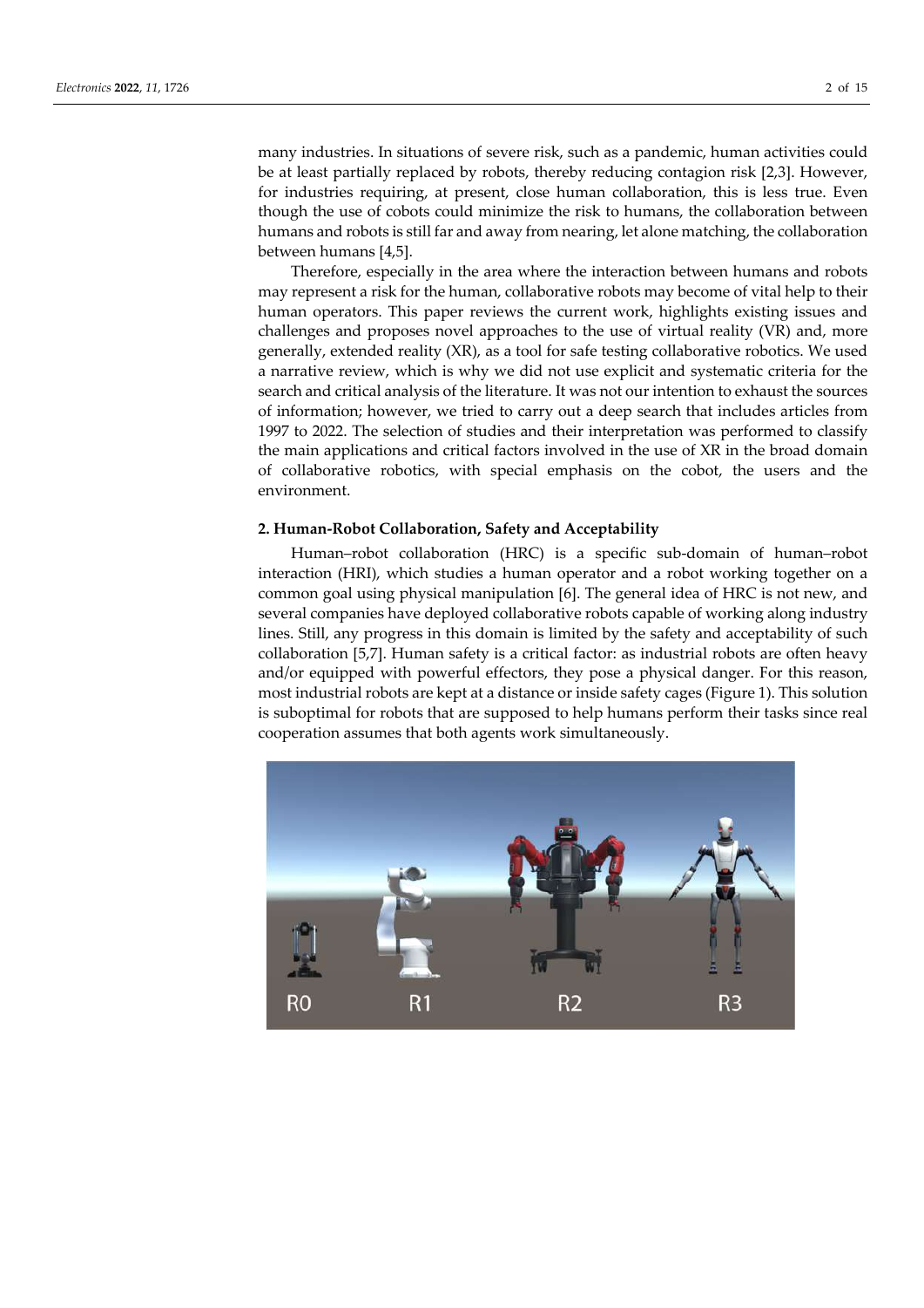many industries. In situations of severe risk, such as a pandemic, human activities could be at least partially replaced by robots, thereby reducing contagion risk [2,3]. However, for industries requiring, at present, close human collaboration, this is less true. Even though the use of cobots could minimize the risk to humans, the collaboration between humans and robots is still far and away from nearing, let alone matching, the collaboration between humans [4,5].

Therefore, especially in the area where the interaction between humans and robots may represent a risk for the human, collaborative robots may become of vital help to their human operators. This paper reviews the current work, highlights existing issues and challenges and proposes novel approaches to the use of virtual reality (VR) and, more generally, extended reality (XR), as a tool for safe testing collaborative robotics. We used a narrative review, which is why we did not use explicit and systematic criteria for the search and critical analysis of the literature. It was not our intention to exhaust the sources of information; however, we tried to carry out a deep search that includes articles from 1997 to 2022. The selection of studies and their interpretation was performed to classify the main applications and critical factors involved in the use of XR in the broad domain of collaborative robotics, with special emphasis on the cobot, the users and the environment.

## 2. Human-Robot Collaboration, Safety and Acceptability

Human–robot collaboration (HRC) is a specific sub-domain of human–robot interaction (HRI), which studies a human operator and a robot working together on a common goal using physical manipulation [6]. The general idea of HRC is not new, and several companies have deployed collaborative robots capable of working along industry lines. Still, any progress in this domain is limited by the safety and acceptability of such collaboration [5,7]. Human safety is a critical factor: as industrial robots are often heavy and/or equipped with powerful effectors, they pose a physical danger. For this reason, most industrial robots are kept at a distance or inside safety cages (Figure 1). This solution is suboptimal for robots that are supposed to help humans perform their tasks since real cooperation assumes that both agents work simultaneously.

R0 R1 R2 R3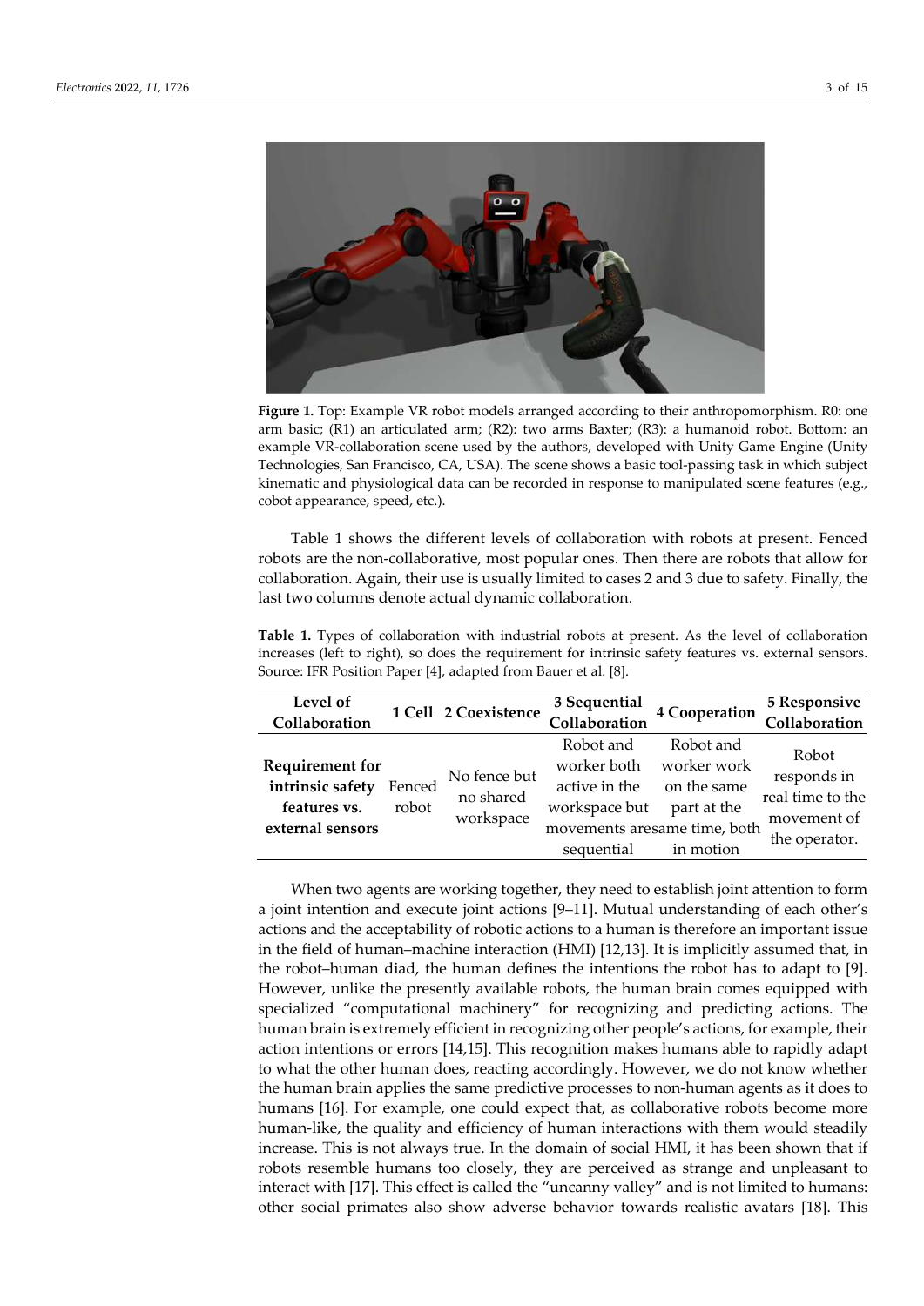**Figure 1.** Top: Example VR robot models arranged according to their anthropomorphism. R0: one arm basic; (R1) an articulated arm; (R2): two arms Baxter; (R3): a humanoid robot. Bottom: an example VR-collaboration scene used by the authors, developed with Unity Game Engine (Unity Technologies, San Francisco, CA, USA). The scene shows a basic tool-passing task in which subject kinematic and physiological data can be recorded in response to manipulated scene features (e.g., cobot appearance, speed, etc.).

Table 1 shows the different levels of collaboration with robots at present. Fenced robots are the non-collaborative, most popular ones. Then there are robots that allow for collaboration. Again, their use is usually limited to cases 2 and 3 due to safety. Finally, the last two columns denote actual dynamic collaboration.

**Table 1.** Types of collaboration with industrial robots at present. As the level of collaboration increases (left to right), so does the requirement for intrinsic safety features vs. external sensors. Source: IFR Position Paper [4], adapted from Bauer et al. [8].

| Level of Collaboration | 1 Cell | 2 Coexistence | 3 Sequential Collaboration | 4 Cooperation | 5 Responsive Collaboration |
|---|---|---|---|---|---|
| **Requirement for intrinsic safety features vs. external sensors** | Fenced robot | No fence but no shared workspace | Robot and worker both active in the workspace but movements are sequential | Robot and worker work on the same part at the same time, both in motion | Robot responds in real time to the movement of the operator. |

When two agents are working together, they need to establish joint attention to form a joint intention and execute joint actions [9–11]. Mutual understanding of each other's actions and the acceptability of robotic actions to a human is therefore an important issue in the field of human–machine interaction (HMI) [12,13]. It is implicitly assumed that, in the robot–human diad, the human defines the intentions the robot has to adapt to [9]. However, unlike the presently available robots, the human brain comes equipped with specialized "computational machinery" for recognizing and predicting actions. The human brain is extremely efficient in recognizing other people's actions, for example, their action intentions or errors [14,15]. This recognition makes humans able to rapidly adapt to what the other human does, reacting accordingly. However, we do not know whether the human brain applies the same predictive processes to non-human agents as it does to humans [16]. For example, one could expect that, as collaborative robots become more human-like, the quality and efficiency of human interactions with them would steadily increase. This is not always true. In the domain of social HMI, it has been shown that if robots resemble humans too closely, they are perceived as strange and unpleasant to interact with [17]. This effect is called the "uncanny valley" and is not limited to humans: other social primates also show adverse behavior towards realistic avatars [18]. This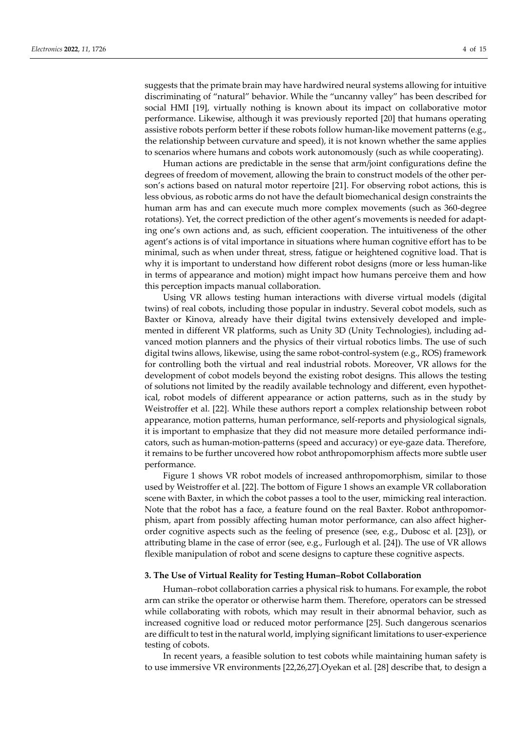suggests that the primate brain may have hardwired neural systems allowing for intuitive discriminating of "natural" behavior. While the "uncanny valley" has been described for social HMI [19], virtually nothing is known about its impact on collaborative motor performance. Likewise, although it was previously reported [20] that humans operating assistive robots perform better if these robots follow human-like movement patterns (e.g., the relationship between curvature and speed), it is not known whether the same applies to scenarios where humans and cobots work autonomously (such as while cooperating).

Human actions are predictable in the sense that arm/joint configurations define the degrees of freedom of movement, allowing the brain to construct models of the other person's actions based on natural motor repertoire [21]. For observing robot actions, this is less obvious, as robotic arms do not have the default biomechanical design constraints the human arm has and can execute much more complex movements (such as 360-degree rotations). Yet, the correct prediction of the other agent's movements is needed for adapting one's own actions and, as such, efficient cooperation. The intuitiveness of the other agent's actions is of vital importance in situations where human cognitive effort has to be minimal, such as when under threat, stress, fatigue or heightened cognitive load. That is why it is important to understand how different robot designs (more or less human-like in terms of appearance and motion) might impact how humans perceive them and how this perception impacts manual collaboration.

Using VR allows testing human interactions with diverse virtual models (digital twins) of real cobots, including those popular in industry. Several cobot models, such as Baxter or Kinova, already have their digital twins extensively developed and implemented in different VR platforms, such as Unity 3D (Unity Technologies), including advanced motion planners and the physics of their virtual robotics limbs. The use of such digital twins allows, likewise, using the same robot-control-system (e.g., ROS) framework for controlling both the virtual and real industrial robots. Moreover, VR allows for the development of cobot models beyond the existing robot designs. This allows the testing of solutions not limited by the readily available technology and different, even hypothetical, robot models of different appearance or action patterns, such as in the study by Weistroffer et al. [22]. While these authors report a complex relationship between robot appearance, motion patterns, human performance, self-reports and physiological signals, it is important to emphasize that they did not measure more detailed performance indicators, such as human-motion-patterns (speed and accuracy) or eye-gaze data. Therefore, it remains to be further uncovered how robot anthropomorphism affects more subtle user performance.

Figure 1 shows VR robot models of increased anthropomorphism, similar to those used by Weistroffer et al. [22]. The bottom of Figure 1 shows an example VR collaboration scene with Baxter, in which the cobot passes a tool to the user, mimicking real interaction. Note that the robot has a face, a feature found on the real Baxter. Robot anthropomorphism, apart from possibly affecting human motor performance, can also affect higher-order cognitive aspects such as the feeling of presence (see, e.g., Dubosc et al. [23]), or attributing blame in the case of error (see, e.g., Furlough et al. [24]). The use of VR allows flexible manipulation of robot and scene designs to capture these cognitive aspects.

## 3. The Use of Virtual Reality for Testing Human–Robot Collaboration

Human–robot collaboration carries a physical risk to humans. For example, the robot arm can strike the operator or otherwise harm them. Therefore, operators can be stressed while collaborating with robots, which may result in their abnormal behavior, such as increased cognitive load or reduced motor performance [25]. Such dangerous scenarios are difficult to test in the natural world, implying significant limitations to user-experience testing of cobots.

In recent years, a feasible solution to test cobots while maintaining human safety is to use immersive VR environments [22,26,27].Oyekan et al. [28] describe that, to design a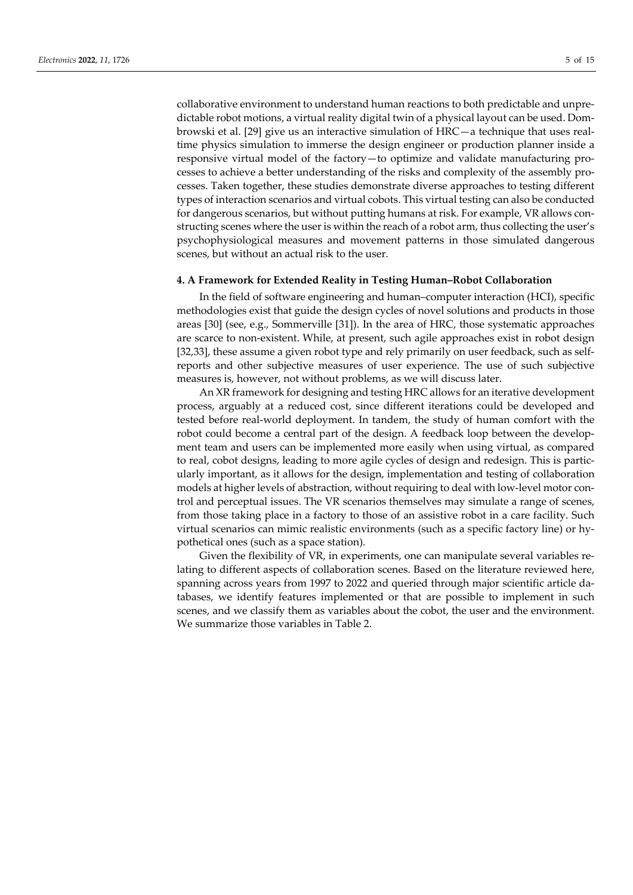collaborative environment to understand human reactions to both predictable and unpredictable robot motions, a virtual reality digital twin of a physical layout can be used. Dombrowski et al. [29] give us an interactive simulation of HRC—a technique that uses real-time physics simulation to immerse the design engineer or production planner inside a responsive virtual model of the factory—to optimize and validate manufacturing processes to achieve a better understanding of the risks and complexity of the assembly processes. Taken together, these studies demonstrate diverse approaches to testing different types of interaction scenarios and virtual cobots. This virtual testing can also be conducted for dangerous scenarios, but without putting humans at risk. For example, VR allows constructing scenes where the user is within the reach of a robot arm, thus collecting the user's psychophysiological measures and movement patterns in those simulated dangerous scenes, but without an actual risk to the user.

## 4. A Framework for Extended Reality in Testing Human–Robot Collaboration

In the field of software engineering and human–computer interaction (HCI), specific methodologies exist that guide the design cycles of novel solutions and products in those areas [30] (see, e.g., Sommerville [31]). In the area of HRC, those systematic approaches are scarce to non-existent. While, at present, such agile approaches exist in robot design [32,33], these assume a given robot type and rely primarily on user feedback, such as self-reports and other subjective measures of user experience. The use of such subjective measures is, however, not without problems, as we will discuss later.

An XR framework for designing and testing HRC allows for an iterative development process, arguably at a reduced cost, since different iterations could be developed and tested before real-world deployment. In tandem, the study of human comfort with the robot could become a central part of the design. A feedback loop between the development team and users can be implemented more easily when using virtual, as compared to real, cobot designs, leading to more agile cycles of design and redesign. This is particularly important, as it allows for the design, implementation and testing of collaboration models at higher levels of abstraction, without requiring to deal with low-level motor control and perceptual issues. The VR scenarios themselves may simulate a range of scenes, from those taking place in a factory to those of an assistive robot in a care facility. Such virtual scenarios can mimic realistic environments (such as a specific factory line) or hypothetical ones (such as a space station).

Given the flexibility of VR, in experiments, one can manipulate several variables relating to different aspects of collaboration scenes. Based on the literature reviewed here, spanning across years from 1997 to 2022 and queried through major scientific article databases, we identify features implemented or that are possible to implement in such scenes, and we classify them as variables about the cobot, the user and the environment. We summarize those variables in Table 2.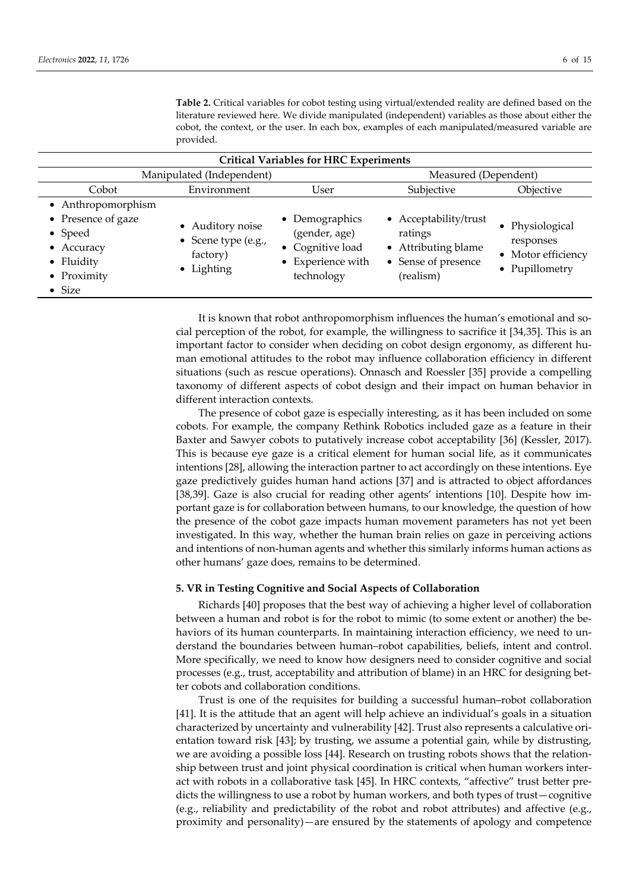**Table 2.** Critical variables for cobot testing using virtual/extended reality are defined based on the literature reviewed here. We divide manipulated (independent) variables as those about either the cobot, the context, or the user. In each box, examples of each manipulated/measured variable are provided.

| Critical Variables for HRC Experiments | | | | |
|---|---|---|---|---|
| Manipulated (Independent) | | | Measured (Dependent) | |
| Cobot | Environment | User | Subjective | Objective |
| • Anthropomorphism<br>• Presence of gaze<br>• Speed<br>• Accuracy<br>• Fluidity<br>• Proximity<br>• Size | • Auditory noise<br>• Scene type (e.g., factory)<br>• Lighting | • Demographics (gender, age)<br>• Cognitive load<br>• Experience with technology | • Acceptability/trust ratings<br>• Attributing blame<br>• Sense of presence (realism) | • Physiological responses<br>• Motor efficiency<br>• Pupillometry |

It is known that robot anthropomorphism influences the human's emotional and social perception of the robot, for example, the willingness to sacrifice it [34,35]. This is an important factor to consider when deciding on cobot design ergonomy, as different human emotional attitudes to the robot may influence collaboration efficiency in different situations (such as rescue operations). Onnasch and Roessler [35] provide a compelling taxonomy of different aspects of cobot design and their impact on human behavior in different interaction contexts.

The presence of cobot gaze is especially interesting, as it has been included on some cobots. For example, the company Rethink Robotics included gaze as a feature in their Baxter and Sawyer cobots to putatively increase cobot acceptability [36] (Kessler, 2017). This is because eye gaze is a critical element for human social life, as it communicates intentions [28], allowing the interaction partner to act accordingly on these intentions. Eye gaze predictively guides human hand actions [37] and is attracted to object affordances [38,39]. Gaze is also crucial for reading other agents' intentions [10]. Despite how important gaze is for collaboration between humans, to our knowledge, the question of how the presence of the cobot gaze impacts human movement parameters has not yet been investigated. In this way, whether the human brain relies on gaze in perceiving actions and intentions of non-human agents and whether this similarly informs human actions as other humans' gaze does, remains to be determined.

## 5. VR in Testing Cognitive and Social Aspects of Collaboration

Richards [40] proposes that the best way of achieving a higher level of collaboration between a human and robot is for the robot to mimic (to some extent or another) the behaviors of its human counterparts. In maintaining interaction efficiency, we need to understand the boundaries between human–robot capabilities, beliefs, intent and control. More specifically, we need to know how designers need to consider cognitive and social processes (e.g., trust, acceptability and attribution of blame) in an HRC for designing better cobots and collaboration conditions.

Trust is one of the requisites for building a successful human–robot collaboration [41]. It is the attitude that an agent will help achieve an individual's goals in a situation characterized by uncertainty and vulnerability [42]. Trust also represents a calculative orientation toward risk [43]; by trusting, we assume a potential gain, while by distrusting, we are avoiding a possible loss [44]. Research on trusting robots shows that the relationship between trust and joint physical coordination is critical when human workers interact with robots in a collaborative task [45]. In HRC contexts, "affective" trust better predicts the willingness to use a robot by human workers, and both types of trust—cognitive (e.g., reliability and predictability of the robot and robot attributes) and affective (e.g., proximity and personality)—are ensured by the statements of apology and competence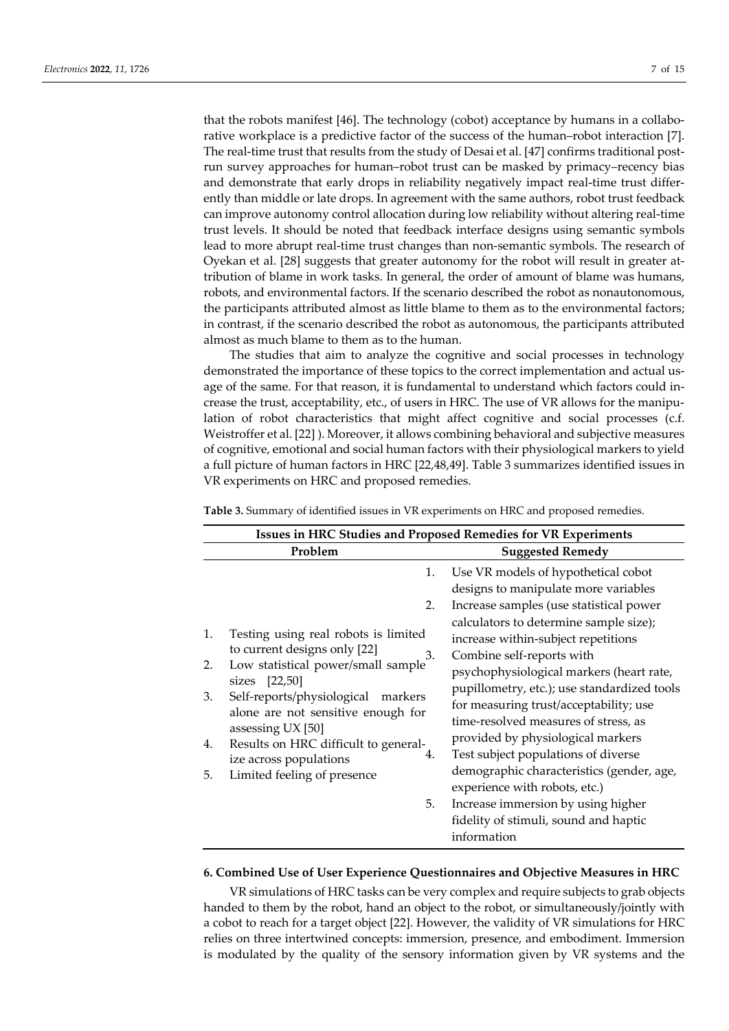that the robots manifest [46]. The technology (cobot) acceptance by humans in a collaborative workplace is a predictive factor of the success of the human–robot interaction [7]. The real-time trust that results from the study of Desai et al. [47] confirms traditional post-run survey approaches for human–robot trust can be masked by primacy–recency bias and demonstrate that early drops in reliability negatively impact real-time trust differently than middle or late drops. In agreement with the same authors, robot trust feedback can improve autonomy control allocation during low reliability without altering real-time trust levels. It should be noted that feedback interface designs using semantic symbols lead to more abrupt real-time trust changes than non-semantic symbols. The research of Oyekan et al. [28] suggests that greater autonomy for the robot will result in greater attribution of blame in work tasks. In general, the order of amount of blame was humans, robots, and environmental factors. If the scenario described the robot as nonautonomous, the participants attributed almost as little blame to them as to the environmental factors; in contrast, if the scenario described the robot as autonomous, the participants attributed almost as much blame to them as to the human.

The studies that aim to analyze the cognitive and social processes in technology demonstrated the importance of these topics to the correct implementation and actual usage of the same. For that reason, it is fundamental to understand which factors could increase the trust, acceptability, etc., of users in HRC. The use of VR allows for the manipulation of robot characteristics that might affect cognitive and social processes (c.f. Weistroffer et al. [22] ). Moreover, it allows combining behavioral and subjective measures of cognitive, emotional and social human factors with their physiological markers to yield a full picture of human factors in HRC [22,48,49]. Table 3 summarizes identified issues in VR experiments on HRC and proposed remedies.

**Table 3.** Summary of identified issues in VR experiments on HRC and proposed remedies.

| **Issues in HRC Studies and Proposed Remedies for VR Experiments** | |
|---|---|
| **Problem** | **Suggested Remedy** |
| 1. Testing using real robots is limited to current designs only [22]<br>2. Low statistical power/small sample sizes [22,50]<br>3. Self-reports/physiological markers alone are not sensitive enough for assessing UX [50]<br>4. Results on HRC difficult to generalize across populations<br>5. Limited feeling of presence | 1. Use VR models of hypothetical cobot designs to manipulate more variables<br>2. Increase samples (use statistical power calculators to determine sample size); increase within-subject repetitions<br>3. Combine self-reports with psychophysiological markers (heart rate, pupillometry, etc.); use standardized tools for measuring trust/acceptability; use time-resolved measures of stress, as provided by physiological markers<br>4. Test subject populations of diverse demographic characteristics (gender, age, experience with robots, etc.)<br>5. Increase immersion by using higher fidelity of stimuli, sound and haptic information |

## 6. Combined Use of User Experience Questionnaires and Objective Measures in HRC

VR simulations of HRC tasks can be very complex and require subjects to grab objects handed to them by the robot, hand an object to the robot, or simultaneously/jointly with a cobot to reach for a target object [22]. However, the validity of VR simulations for HRC relies on three intertwined concepts: immersion, presence, and embodiment. Immersion is modulated by the quality of the sensory information given by VR systems and the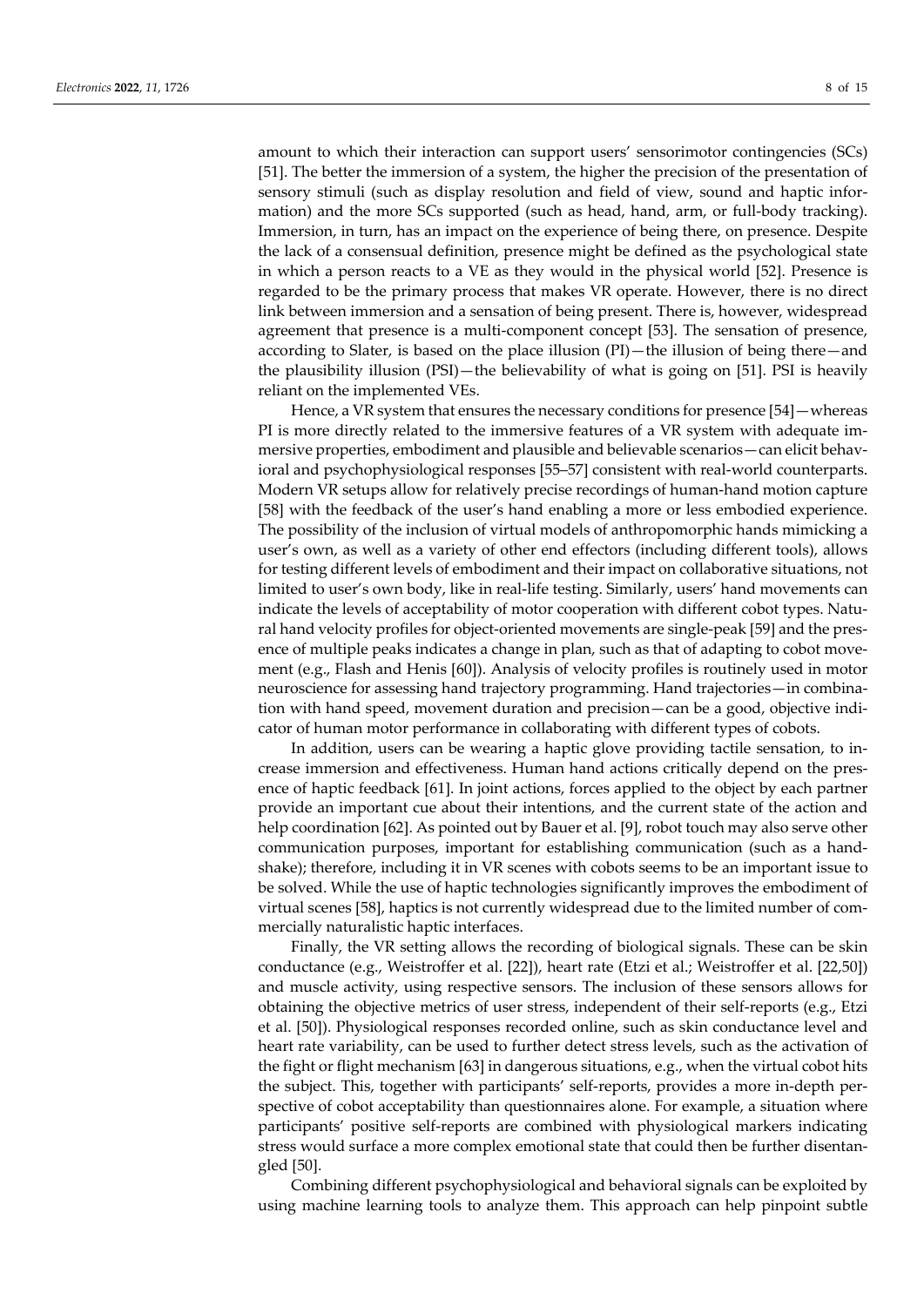amount to which their interaction can support users' sensorimotor contingencies (SCs) [51]. The better the immersion of a system, the higher the precision of the presentation of sensory stimuli (such as display resolution and field of view, sound and haptic information) and the more SCs supported (such as head, hand, arm, or full-body tracking). Immersion, in turn, has an impact on the experience of being there, on presence. Despite the lack of a consensual definition, presence might be defined as the psychological state in which a person reacts to a VE as they would in the physical world [52]. Presence is regarded to be the primary process that makes VR operate. However, there is no direct link between immersion and a sensation of being present. There is, however, widespread agreement that presence is a multi-component concept [53]. The sensation of presence, according to Slater, is based on the place illusion (PI)—the illusion of being there—and the plausibility illusion (PSI)—the believability of what is going on [51]. PSI is heavily reliant on the implemented VEs.

Hence, a VR system that ensures the necessary conditions for presence [54]—whereas PI is more directly related to the immersive features of a VR system with adequate immersive properties, embodiment and plausible and believable scenarios—can elicit behavioral and psychophysiological responses [55–57] consistent with real-world counterparts. Modern VR setups allow for relatively precise recordings of human-hand motion capture [58] with the feedback of the user's hand enabling a more or less embodied experience. The possibility of the inclusion of virtual models of anthropomorphic hands mimicking a user's own, as well as a variety of other end effectors (including different tools), allows for testing different levels of embodiment and their impact on collaborative situations, not limited to user's own body, like in real-life testing. Similarly, users' hand movements can indicate the levels of acceptability of motor cooperation with different cobot types. Natural hand velocity profiles for object-oriented movements are single-peak [59] and the presence of multiple peaks indicates a change in plan, such as that of adapting to cobot movement (e.g., Flash and Henis [60]). Analysis of velocity profiles is routinely used in motor neuroscience for assessing hand trajectory programming. Hand trajectories—in combination with hand speed, movement duration and precision—can be a good, objective indicator of human motor performance in collaborating with different types of cobots.

In addition, users can be wearing a haptic glove providing tactile sensation, to increase immersion and effectiveness. Human hand actions critically depend on the presence of haptic feedback [61]. In joint actions, forces applied to the object by each partner provide an important cue about their intentions, and the current state of the action and help coordination [62]. As pointed out by Bauer et al. [9], robot touch may also serve other communication purposes, important for establishing communication (such as a handshake); therefore, including it in VR scenes with cobots seems to be an important issue to be solved. While the use of haptic technologies significantly improves the embodiment of virtual scenes [58], haptics is not currently widespread due to the limited number of commercially naturalistic haptic interfaces.

Finally, the VR setting allows the recording of biological signals. These can be skin conductance (e.g., Weistroffer et al. [22]), heart rate (Etzi et al.; Weistroffer et al. [22,50]) and muscle activity, using respective sensors. The inclusion of these sensors allows for obtaining the objective metrics of user stress, independent of their self-reports (e.g., Etzi et al. [50]). Physiological responses recorded online, such as skin conductance level and heart rate variability, can be used to further detect stress levels, such as the activation of the fight or flight mechanism [63] in dangerous situations, e.g., when the virtual cobot hits the subject. This, together with participants' self-reports, provides a more in-depth perspective of cobot acceptability than questionnaires alone. For example, a situation where participants' positive self-reports are combined with physiological markers indicating stress would surface a more complex emotional state that could then be further disentangled [50].

Combining different psychophysiological and behavioral signals can be exploited by using machine learning tools to analyze them. This approach can help pinpoint subtle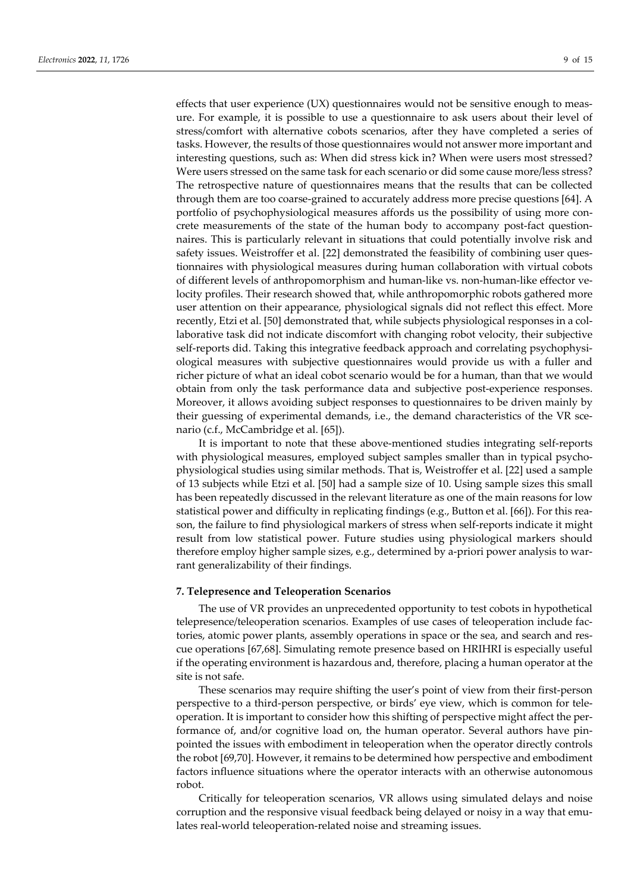effects that user experience (UX) questionnaires would not be sensitive enough to measure. For example, it is possible to use a questionnaire to ask users about their level of stress/comfort with alternative cobots scenarios, after they have completed a series of tasks. However, the results of those questionnaires would not answer more important and interesting questions, such as: When did stress kick in? When were users most stressed? Were users stressed on the same task for each scenario or did some cause more/less stress? The retrospective nature of questionnaires means that the results that can be collected through them are too coarse-grained to accurately address more precise questions [64]. A portfolio of psychophysiological measures affords us the possibility of using more concrete measurements of the state of the human body to accompany post-fact questionnaires. This is particularly relevant in situations that could potentially involve risk and safety issues. Weistroffer et al. [22] demonstrated the feasibility of combining user questionnaires with physiological measures during human collaboration with virtual cobots of different levels of anthropomorphism and human-like vs. non-human-like effector velocity profiles. Their research showed that, while anthropomorphic robots gathered more user attention on their appearance, physiological signals did not reflect this effect. More recently, Etzi et al. [50] demonstrated that, while subjects physiological responses in a collaborative task did not indicate discomfort with changing robot velocity, their subjective self-reports did. Taking this integrative feedback approach and correlating psychophysiological measures with subjective questionnaires would provide us with a fuller and richer picture of what an ideal cobot scenario would be for a human, than that we would obtain from only the task performance data and subjective post-experience responses. Moreover, it allows avoiding subject responses to questionnaires to be driven mainly by their guessing of experimental demands, i.e., the demand characteristics of the VR scenario (c.f., McCambridge et al. [65]).

It is important to note that these above-mentioned studies integrating self-reports with physiological measures, employed subject samples smaller than in typical psychophysiological studies using similar methods. That is, Weistroffer et al. [22] used a sample of 13 subjects while Etzi et al. [50] had a sample size of 10. Using sample sizes this small has been repeatedly discussed in the relevant literature as one of the main reasons for low statistical power and difficulty in replicating findings (e.g., Button et al. [66]). For this reason, the failure to find physiological markers of stress when self-reports indicate it might result from low statistical power. Future studies using physiological markers should therefore employ higher sample sizes, e.g., determined by a-priori power analysis to warrant generalizability of their findings.

## 7. Telepresence and Teleoperation Scenarios

The use of VR provides an unprecedented opportunity to test cobots in hypothetical telepresence/teleoperation scenarios. Examples of use cases of teleoperation include factories, atomic power plants, assembly operations in space or the sea, and search and rescue operations [67,68]. Simulating remote presence based on HRIHRI is especially useful if the operating environment is hazardous and, therefore, placing a human operator at the site is not safe.

These scenarios may require shifting the user's point of view from their first-person perspective to a third-person perspective, or birds' eye view, which is common for teleoperation. It is important to consider how this shifting of perspective might affect the performance of, and/or cognitive load on, the human operator. Several authors have pinpointed the issues with embodiment in teleoperation when the operator directly controls the robot [69,70]. However, it remains to be determined how perspective and embodiment factors influence situations where the operator interacts with an otherwise autonomous robot.

Critically for teleoperation scenarios, VR allows using simulated delays and noise corruption and the responsive visual feedback being delayed or noisy in a way that emulates real-world teleoperation-related noise and streaming issues.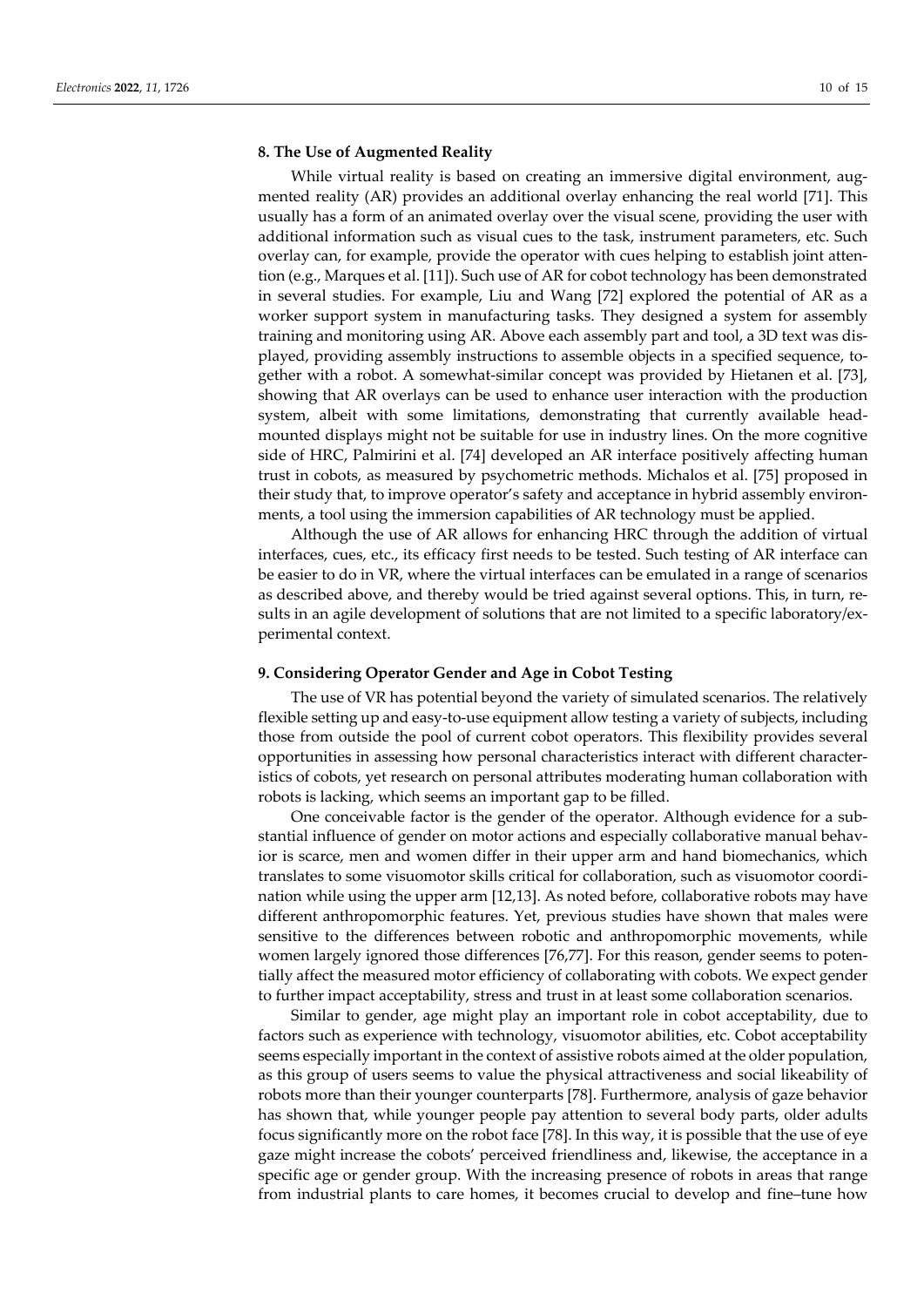## 8. The Use of Augmented Reality

While virtual reality is based on creating an immersive digital environment, augmented reality (AR) provides an additional overlay enhancing the real world [71]. This usually has a form of an animated overlay over the visual scene, providing the user with additional information such as visual cues to the task, instrument parameters, etc. Such overlay can, for example, provide the operator with cues helping to establish joint attention (e.g., Marques et al. [11]). Such use of AR for cobot technology has been demonstrated in several studies. For example, Liu and Wang [72] explored the potential of AR as a worker support system in manufacturing tasks. They designed a system for assembly training and monitoring using AR. Above each assembly part and tool, a 3D text was displayed, providing assembly instructions to assemble objects in a specified sequence, together with a robot. A somewhat-similar concept was provided by Hietanen et al. [73], showing that AR overlays can be used to enhance user interaction with the production system, albeit with some limitations, demonstrating that currently available head-mounted displays might not be suitable for use in industry lines. On the more cognitive side of HRC, Palmirini et al. [74] developed an AR interface positively affecting human trust in cobots, as measured by psychometric methods. Michalos et al. [75] proposed in their study that, to improve operator's safety and acceptance in hybrid assembly environments, a tool using the immersion capabilities of AR technology must be applied.

Although the use of AR allows for enhancing HRC through the addition of virtual interfaces, cues, etc., its efficacy first needs to be tested. Such testing of AR interface can be easier to do in VR, where the virtual interfaces can be emulated in a range of scenarios as described above, and thereby would be tried against several options. This, in turn, results in an agile development of solutions that are not limited to a specific laboratory/experimental context.

## 9. Considering Operator Gender and Age in Cobot Testing

The use of VR has potential beyond the variety of simulated scenarios. The relatively flexible setting up and easy-to-use equipment allow testing a variety of subjects, including those from outside the pool of current cobot operators. This flexibility provides several opportunities in assessing how personal characteristics interact with different characteristics of cobots, yet research on personal attributes moderating human collaboration with robots is lacking, which seems an important gap to be filled.

One conceivable factor is the gender of the operator. Although evidence for a substantial influence of gender on motor actions and especially collaborative manual behavior is scarce, men and women differ in their upper arm and hand biomechanics, which translates to some visuomotor skills critical for collaboration, such as visuomotor coordination while using the upper arm [12,13]. As noted before, collaborative robots may have different anthropomorphic features. Yet, previous studies have shown that males were sensitive to the differences between robotic and anthropomorphic movements, while women largely ignored those differences [76,77]. For this reason, gender seems to potentially affect the measured motor efficiency of collaborating with cobots. We expect gender to further impact acceptability, stress and trust in at least some collaboration scenarios.

Similar to gender, age might play an important role in cobot acceptability, due to factors such as experience with technology, visuomotor abilities, etc. Cobot acceptability seems especially important in the context of assistive robots aimed at the older population, as this group of users seems to value the physical attractiveness and social likeability of robots more than their younger counterparts [78]. Furthermore, analysis of gaze behavior has shown that, while younger people pay attention to several body parts, older adults focus significantly more on the robot face [78]. In this way, it is possible that the use of eye gaze might increase the cobots' perceived friendliness and, likewise, the acceptance in a specific age or gender group. With the increasing presence of robots in areas that range from industrial plants to care homes, it becomes crucial to develop and fine–tune how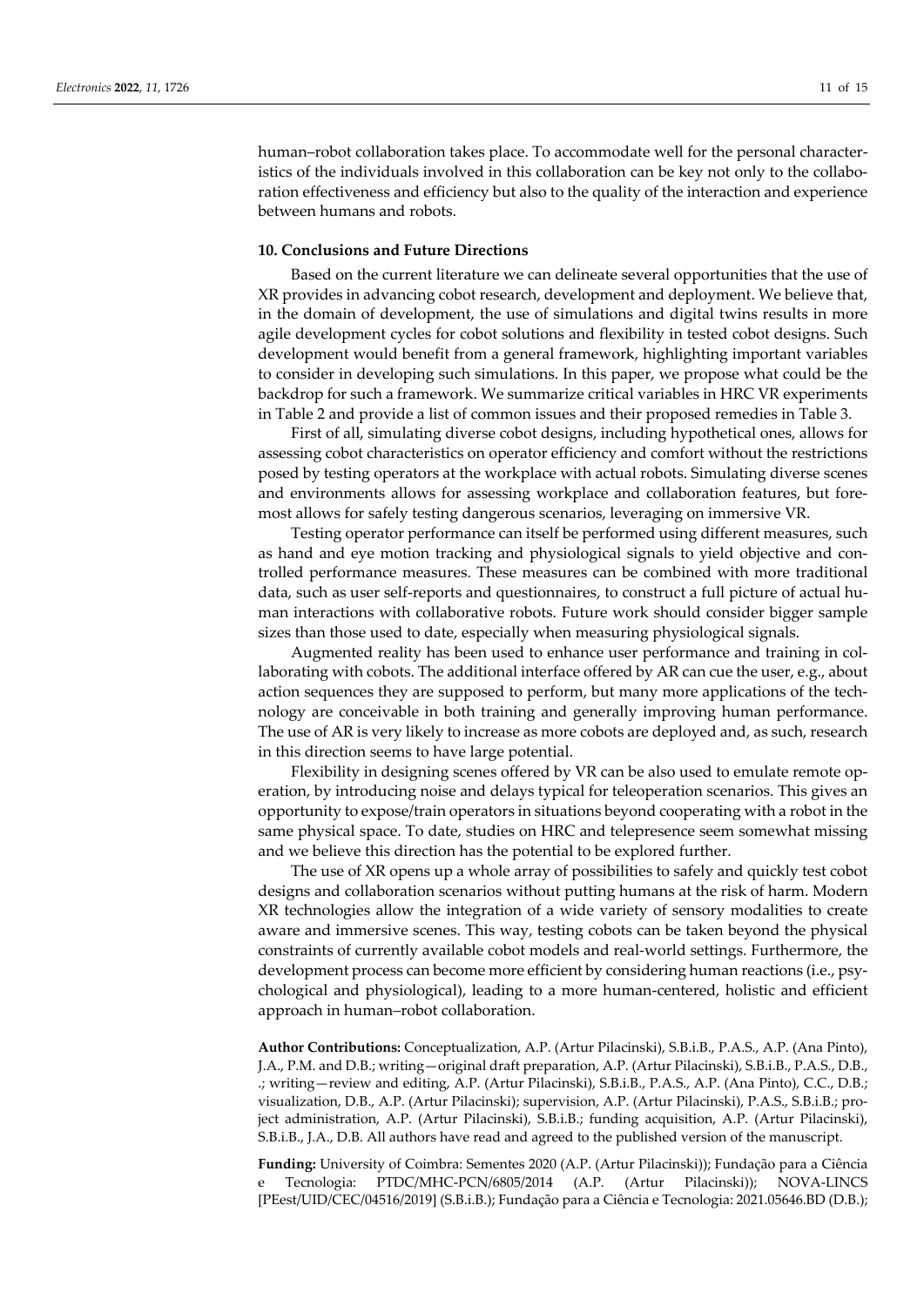human–robot collaboration takes place. To accommodate well for the personal characteristics of the individuals involved in this collaboration can be key not only to the collaboration effectiveness and efficiency but also to the quality of the interaction and experience between humans and robots.

## 10. Conclusions and Future Directions

Based on the current literature we can delineate several opportunities that the use of XR provides in advancing cobot research, development and deployment. We believe that, in the domain of development, the use of simulations and digital twins results in more agile development cycles for cobot solutions and flexibility in tested cobot designs. Such development would benefit from a general framework, highlighting important variables to consider in developing such simulations. In this paper, we propose what could be the backdrop for such a framework. We summarize critical variables in HRC VR experiments in Table 2 and provide a list of common issues and their proposed remedies in Table 3.

First of all, simulating diverse cobot designs, including hypothetical ones, allows for assessing cobot characteristics on operator efficiency and comfort without the restrictions posed by testing operators at the workplace with actual robots. Simulating diverse scenes and environments allows for assessing workplace and collaboration features, but foremost allows for safely testing dangerous scenarios, leveraging on immersive VR.

Testing operator performance can itself be performed using different measures, such as hand and eye motion tracking and physiological signals to yield objective and controlled performance measures. These measures can be combined with more traditional data, such as user self-reports and questionnaires, to construct a full picture of actual human interactions with collaborative robots. Future work should consider bigger sample sizes than those used to date, especially when measuring physiological signals.

Augmented reality has been used to enhance user performance and training in collaborating with cobots. The additional interface offered by AR can cue the user, e.g., about action sequences they are supposed to perform, but many more applications of the technology are conceivable in both training and generally improving human performance. The use of AR is very likely to increase as more cobots are deployed and, as such, research in this direction seems to have large potential.

Flexibility in designing scenes offered by VR can be also used to emulate remote operation, by introducing noise and delays typical for teleoperation scenarios. This gives an opportunity to expose/train operators in situations beyond cooperating with a robot in the same physical space. To date, studies on HRC and telepresence seem somewhat missing and we believe this direction has the potential to be explored further.

The use of XR opens up a whole array of possibilities to safely and quickly test cobot designs and collaboration scenarios without putting humans at the risk of harm. Modern XR technologies allow the integration of a wide variety of sensory modalities to create aware and immersive scenes. This way, testing cobots can be taken beyond the physical constraints of currently available cobot models and real-world settings. Furthermore, the development process can become more efficient by considering human reactions (i.e., psychological and physiological), leading to a more human-centered, holistic and efficient approach in human–robot collaboration.

**Author Contributions:** Conceptualization, A.P. (Artur Pilacinski), S.B.i.B., P.A.S., A.P. (Ana Pinto), J.A., P.M. and D.B.; writing—original draft preparation, A.P. (Artur Pilacinski), S.B.i.B., P.A.S., D.B., .; writing—review and editing, A.P. (Artur Pilacinski), S.B.i.B., P.A.S., A.P. (Ana Pinto), C.C., D.B.; visualization, D.B., A.P. (Artur Pilacinski); supervision, A.P. (Artur Pilacinski), P.A.S., S.B.i.B.; project administration, A.P. (Artur Pilacinski), S.B.i.B.; funding acquisition, A.P. (Artur Pilacinski), S.B.i.B., J.A., D.B. All authors have read and agreed to the published version of the manuscript.

**Funding:** University of Coimbra: Sementes 2020 (A.P. (Artur Pilacinski)); Fundação para a Ciência e Tecnologia: PTDC/MHC-PCN/6805/2014 (A.P. (Artur Pilacinski)); NOVA-LINCS [PEest/UID/CEC/04516/2019] (S.B.i.B.); Fundação para a Ciência e Tecnologia: 2021.05646.BD (D.B.);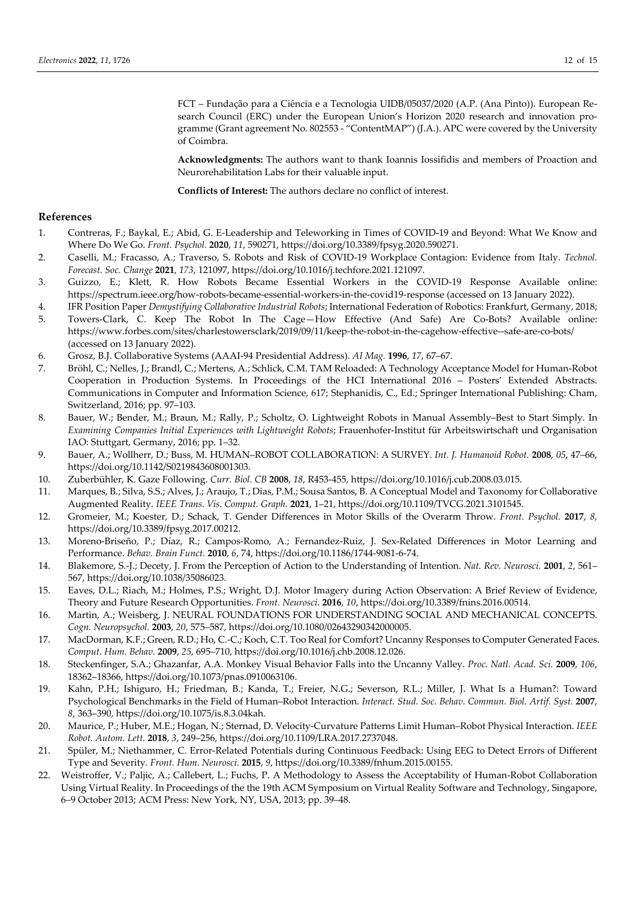FCT – Fundação para a Ciência e a Tecnologia UIDB/05037/2020 (A.P. (Ana Pinto)). European Research Council (ERC) under the European Union's Horizon 2020 research and innovation programme (Grant agreement No. 802553 - "ContentMAP") (J.A.). APC were covered by the University of Coimbra.

**Acknowledgments:** The authors want to thank Ioannis Iossifidis and members of Proaction and Neurorehabilitation Labs for their valuable input.

**Conflicts of Interest:** The authors declare no conflict of interest.

## References

1. Contreras, F.; Baykal, E.; Abid, G. E-Leadership and Teleworking in Times of COVID-19 and Beyond: What We Know and Where Do We Go. *Front. Psychol.* **2020**, *11*, 590271, https://doi.org/10.3389/fpsyg.2020.590271.
2. Caselli, M.; Fracasso, A.; Traverso, S. Robots and Risk of COVID-19 Workplace Contagion: Evidence from Italy. *Technol. Forecast. Soc. Change* **2021**, *173*, 121097, https://doi.org/10.1016/j.techfore.2021.121097.
3. Guizzo, E.; Klett, R. How Robots Became Essential Workers in the COVID-19 Response Available online: https://spectrum.ieee.org/how-robots-became-essential-workers-in-the-covid19-response (accessed on 13 January 2022).
4. IFR Position Paper *Demystifying Collaborative Industrial Robots*; International Federation of Robotics: Frankfurt, Germany, 2018;
5. Towers-Clark, C. Keep The Robot In The Cage—How Effective (And Safe) Are Co-Bots? Available online: https://www.forbes.com/sites/charlestowersclark/2019/09/11/keep-the-robot-in-the-cagehow-effective--safe-are-co-bots/ (accessed on 13 January 2022).
6. Grosz, B.J. Collaborative Systems (AAAI-94 Presidential Address). *AI Mag.* **1996**, *17*, 67–67.
7. Bröhl, C.; Nelles, J.; Brandl, C.; Mertens, A.; Schlick, C.M. TAM Reloaded: A Technology Acceptance Model for Human-Robot Cooperation in Production Systems. In Proceedings of the HCI International 2016 – Posters' Extended Abstracts. Communications in Computer and Information Science, 617; Stephanidis, C., Ed.; Springer International Publishing: Cham, Switzerland, 2016; pp. 97–103.
8. Bauer, W.; Bender, M.; Braun, M.; Rally, P.; Scholtz, O. Lightweight Robots in Manual Assembly–Best to Start Simply. In *Examining Companies Initial Experiences with Lightweight Robots*; Frauenhofer-Institut für Arbeitswirtschaft und Organisation IAO: Stuttgart, Germany, 2016; pp. 1–32.
9. Bauer, A.; Wollherr, D.; Buss, M. HUMAN–ROBOT COLLABORATION: A SURVEY. *Int. J. Humanoid Robot.* **2008**, *05*, 47–66, https://doi.org/10.1142/S0219843608001303.
10. Zuberbühler, K. Gaze Following. *Curr. Biol. CB* **2008**, *18*, R453-455, https://doi.org/10.1016/j.cub.2008.03.015.
11. Marques, B.; Silva, S.S.; Alves, J.; Araujo, T.; Dias, P.M.; Sousa Santos, B. A Conceptual Model and Taxonomy for Collaborative Augmented Reality. *IEEE Trans. Vis. Comput. Graph.* **2021**, 1–21, https://doi.org/10.1109/TVCG.2021.3101545.
12. Gromeier, M.; Koester, D.; Schack, T. Gender Differences in Motor Skills of the Overarm Throw. *Front. Psychol.* **2017**, *8*, https://doi.org/10.3389/fpsyg.2017.00212.
13. Moreno-Briseño, P.; Díaz, R.; Campos-Romo, A.; Fernandez-Ruiz, J. Sex-Related Differences in Motor Learning and Performance. *Behav. Brain Funct.* **2010**, *6*, 74, https://doi.org/10.1186/1744-9081-6-74.
14. Blakemore, S.-J.; Decety, J. From the Perception of Action to the Understanding of Intention. *Nat. Rev. Neurosci.* **2001**, *2*, 561–567, https://doi.org/10.1038/35086023.
15. Eaves, D.L.; Riach, M.; Holmes, P.S.; Wright, D.J. Motor Imagery during Action Observation: A Brief Review of Evidence, Theory and Future Research Opportunities. *Front. Neurosci.* **2016**, *10*, https://doi.org/10.3389/fnins.2016.00514.
16. Martin, A.; Weisberg, J. NEURAL FOUNDATIONS FOR UNDERSTANDING SOCIAL AND MECHANICAL CONCEPTS. *Cogn. Neuropsychol.* **2003**, *20*, 575–587, https://doi.org/10.1080/02643290342000005.
17. MacDorman, K.F.; Green, R.D.; Ho, C.-C.; Koch, C.T. Too Real for Comfort? Uncanny Responses to Computer Generated Faces. *Comput. Hum. Behav.* **2009**, *25*, 695–710, https://doi.org/10.1016/j.chb.2008.12.026.
18. Steckenfinger, S.A.; Ghazanfar, A.A. Monkey Visual Behavior Falls into the Uncanny Valley. *Proc. Natl. Acad. Sci.* **2009**, *106*, 18362–18366, https://doi.org/10.1073/pnas.0910063106.
19. Kahn, P.H.; Ishiguro, H.; Friedman, B.; Kanda, T.; Freier, N.G.; Severson, R.L.; Miller, J. What Is a Human?: Toward Psychological Benchmarks in the Field of Human–Robot Interaction. *Interact. Stud. Soc. Behav. Commun. Biol. Artif. Syst.* **2007**, *8*, 363–390, https://doi.org/10.1075/is.8.3.04kah.
20. Maurice, P.; Huber, M.E.; Hogan, N.; Sternad, D. Velocity-Curvature Patterns Limit Human–Robot Physical Interaction. *IEEE Robot. Autom. Lett.* **2018**, *3*, 249–256, https://doi.org/10.1109/LRA.2017.2737048.
21. Spüler, M.; Niethammer, C. Error-Related Potentials during Continuous Feedback: Using EEG to Detect Errors of Different Type and Severity. *Front. Hum. Neurosci.* **2015**, *9*, https://doi.org/10.3389/fnhum.2015.00155.
22. Weistroffer, V.; Paljic, A.; Callebert, L.; Fuchs, P. A Methodology to Assess the Acceptability of Human-Robot Collaboration Using Virtual Reality. In Proceedings of the the 19th ACM Symposium on Virtual Reality Software and Technology, Singapore, 6–9 October 2013; ACM Press: New York, NY, USA, 2013; pp. 39–48.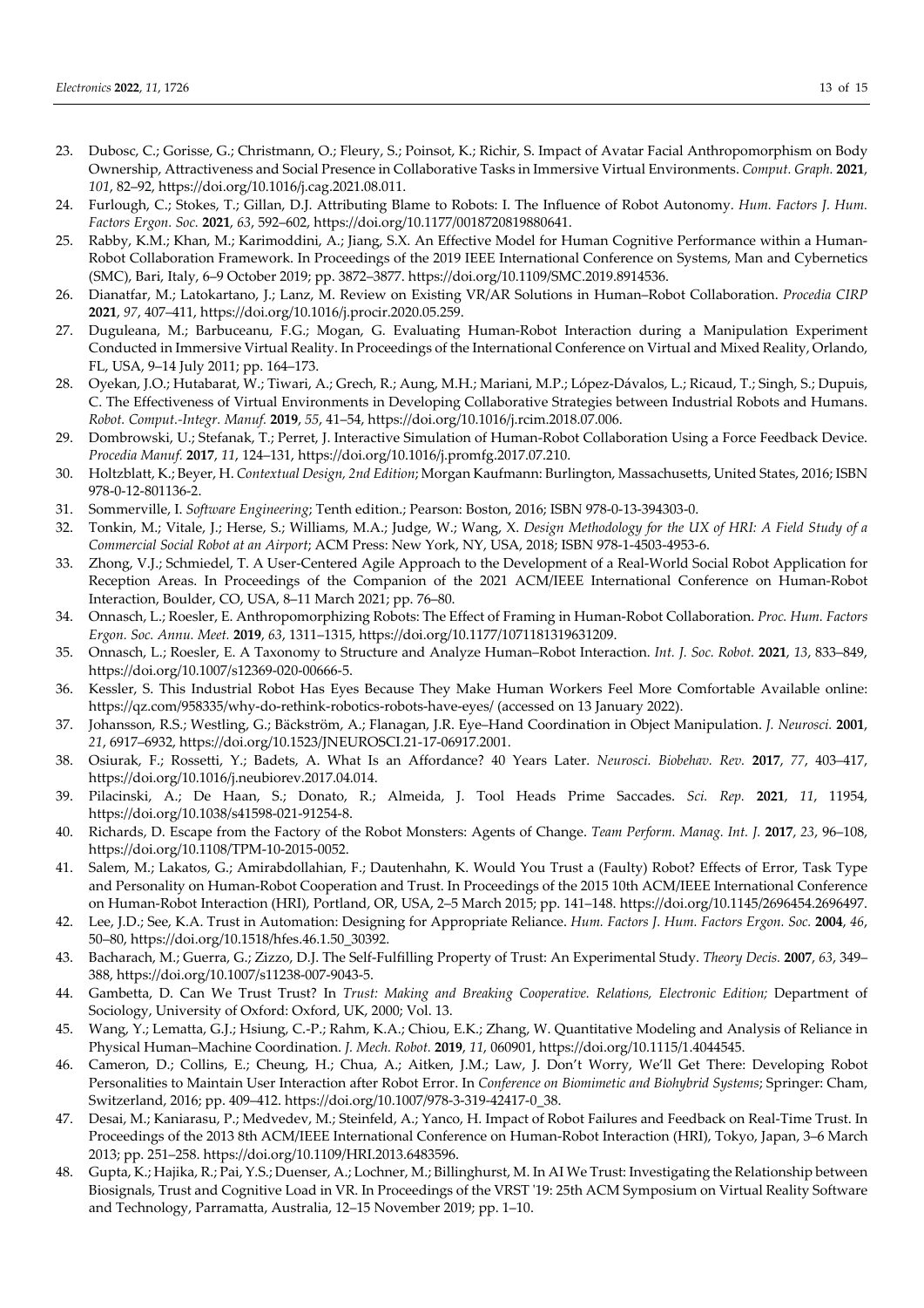23. Dubosc, C.; Gorisse, G.; Christmann, O.; Fleury, S.; Poinsot, K.; Richir, S. Impact of Avatar Facial Anthropomorphism on Body Ownership, Attractiveness and Social Presence in Collaborative Tasks in Immersive Virtual Environments. *Comput. Graph.* **2021**, *101*, 82–92, https://doi.org/10.1016/j.cag.2021.08.011.
24. Furlough, C.; Stokes, T.; Gillan, D.J. Attributing Blame to Robots: I. The Influence of Robot Autonomy. *Hum. Factors J. Hum. Factors Ergon. Soc.* **2021**, *63*, 592–602, https://doi.org/10.1177/0018720819880641.
25. Rabby, K.M.; Khan, M.; Karimoddini, A.; Jiang, S.X. An Effective Model for Human Cognitive Performance within a Human-Robot Collaboration Framework. In Proceedings of the 2019 IEEE International Conference on Systems, Man and Cybernetics (SMC), Bari, Italy, 6–9 October 2019; pp. 3872–3877. https://doi.org/10.1109/SMC.2019.8914536.
26. Dianatfar, M.; Latokartano, J.; Lanz, M. Review on Existing VR/AR Solutions in Human–Robot Collaboration. *Procedia CIRP* **2021**, *97*, 407–411, https://doi.org/10.1016/j.procir.2020.05.259.
27. Duguleana, M.; Barbuceanu, F.G.; Mogan, G. Evaluating Human-Robot Interaction during a Manipulation Experiment Conducted in Immersive Virtual Reality. In Proceedings of the International Conference on Virtual and Mixed Reality, Orlando, FL, USA, 9–14 July 2011; pp. 164–173.
28. Oyekan, J.O.; Hutabarat, W.; Tiwari, A.; Grech, R.; Aung, M.H.; Mariani, M.P.; López-Dávalos, L.; Ricaud, T.; Singh, S.; Dupuis, C. The Effectiveness of Virtual Environments in Developing Collaborative Strategies between Industrial Robots and Humans. *Robot. Comput.-Integr. Manuf.* **2019**, *55*, 41–54, https://doi.org/10.1016/j.rcim.2018.07.006.
29. Dombrowski, U.; Stefanak, T.; Perret, J. Interactive Simulation of Human-Robot Collaboration Using a Force Feedback Device. *Procedia Manuf.* **2017**, *11*, 124–131, https://doi.org/10.1016/j.promfg.2017.07.210.
30. Holtzblatt, K.; Beyer, H. *Contextual Design, 2nd Edition*; Morgan Kaufmann: Burlington, Massachusetts, United States, 2016; ISBN 978-0-12-801136-2.
31. Sommerville, I. *Software Engineering*; Tenth edition.; Pearson: Boston, 2016; ISBN 978-0-13-394303-0.
32. Tonkin, M.; Vitale, J.; Herse, S.; Williams, M.A.; Judge, W.; Wang, X. *Design Methodology for the UX of HRI: A Field Study of a Commercial Social Robot at an Airport*; ACM Press: New York, NY, USA, 2018; ISBN 978-1-4503-4953-6.
33. Zhong, V.J.; Schmiedel, T. A User-Centered Agile Approach to the Development of a Real-World Social Robot Application for Reception Areas. In Proceedings of the Companion of the 2021 ACM/IEEE International Conference on Human-Robot Interaction, Boulder, CO, USA, 8–11 March 2021; pp. 76–80.
34. Onnasch, L.; Roesler, E. Anthropomorphizing Robots: The Effect of Framing in Human-Robot Collaboration. *Proc. Hum. Factors Ergon. Soc. Annu. Meet.* **2019**, *63*, 1311–1315, https://doi.org/10.1177/1071181319631209.
35. Onnasch, L.; Roesler, E. A Taxonomy to Structure and Analyze Human–Robot Interaction. *Int. J. Soc. Robot.* **2021**, *13*, 833–849, https://doi.org/10.1007/s12369-020-00666-5.
36. Kessler, S. This Industrial Robot Has Eyes Because They Make Human Workers Feel More Comfortable Available online: https://qz.com/958335/why-do-rethink-robotics-robots-have-eyes/ (accessed on 13 January 2022).
37. Johansson, R.S.; Westling, G.; Bäckström, A.; Flanagan, J.R. Eye–Hand Coordination in Object Manipulation. *J. Neurosci.* **2001**, *21*, 6917–6932, https://doi.org/10.1523/JNEUROSCI.21-17-06917.2001.
38. Osiurak, F.; Rossetti, Y.; Badets, A. What Is an Affordance? 40 Years Later. *Neurosci. Biobehav. Rev.* **2017**, *77*, 403–417, https://doi.org/10.1016/j.neubiorev.2017.04.014.
39. Pilacinski, A.; De Haan, S.; Donato, R.; Almeida, J. Tool Heads Prime Saccades. *Sci. Rep.* **2021**, *11*, 11954, https://doi.org/10.1038/s41598-021-91254-8.
40. Richards, D. Escape from the Factory of the Robot Monsters: Agents of Change. *Team Perform. Manag. Int. J.* **2017**, *23*, 96–108, https://doi.org/10.1108/TPM-10-2015-0052.
41. Salem, M.; Lakatos, G.; Amirabdollahian, F.; Dautenhahn, K. Would You Trust a (Faulty) Robot? Effects of Error, Task Type and Personality on Human-Robot Cooperation and Trust. In Proceedings of the 2015 10th ACM/IEEE International Conference on Human-Robot Interaction (HRI), Portland, OR, USA, 2–5 March 2015; pp. 141–148. https://doi.org/10.1145/2696454.2696497.
42. Lee, J.D.; See, K.A. Trust in Automation: Designing for Appropriate Reliance. *Hum. Factors J. Hum. Factors Ergon. Soc.* **2004**, *46*, 50–80, https://doi.org/10.1518/hfes.46.1.50_30392.
43. Bacharach, M.; Guerra, G.; Zizzo, D.J. The Self-Fulfilling Property of Trust: An Experimental Study. *Theory Decis.* **2007**, *63*, 349–388, https://doi.org/10.1007/s11238-007-9043-5.
44. Gambetta, D. Can We Trust Trust? In *Trust: Making and Breaking Cooperative. Relations, Electronic Edition*; Department of Sociology, University of Oxford: Oxford, UK, 2000; Vol. 13.
45. Wang, Y.; Lematta, G.J.; Hsiung, C.-P.; Rahm, K.A.; Chiou, E.K.; Zhang, W. Quantitative Modeling and Analysis of Reliance in Physical Human–Machine Coordination. *J. Mech. Robot.* **2019**, *11*, 060901, https://doi.org/10.1115/1.4044545.
46. Cameron, D.; Collins, E.; Cheung, H.; Chua, A.; Aitken, J.M.; Law, J. Don't Worry, We'll Get There: Developing Robot Personalities to Maintain User Interaction after Robot Error. In *Conference on Biomimetic and Biohybrid Systems*; Springer: Cham, Switzerland, 2016; pp. 409–412. https://doi.org/10.1007/978-3-319-42417-0_38.
47. Desai, M.; Kaniarasu, P.; Medvedev, M.; Steinfeld, A.; Yanco, H. Impact of Robot Failures and Feedback on Real-Time Trust. In Proceedings of the 2013 8th ACM/IEEE International Conference on Human-Robot Interaction (HRI), Tokyo, Japan, 3–6 March 2013; pp. 251–258. https://doi.org/10.1109/HRI.2013.6483596.
48. Gupta, K.; Hajika, R.; Pai, Y.S.; Duenser, A.; Lochner, M.; Billinghurst, M. In AI We Trust: Investigating the Relationship between Biosignals, Trust and Cognitive Load in VR. In Proceedings of the VRST '19: 25th ACM Symposium on Virtual Reality Software and Technology, Parramatta, Australia, 12–15 November 2019; pp. 1–10.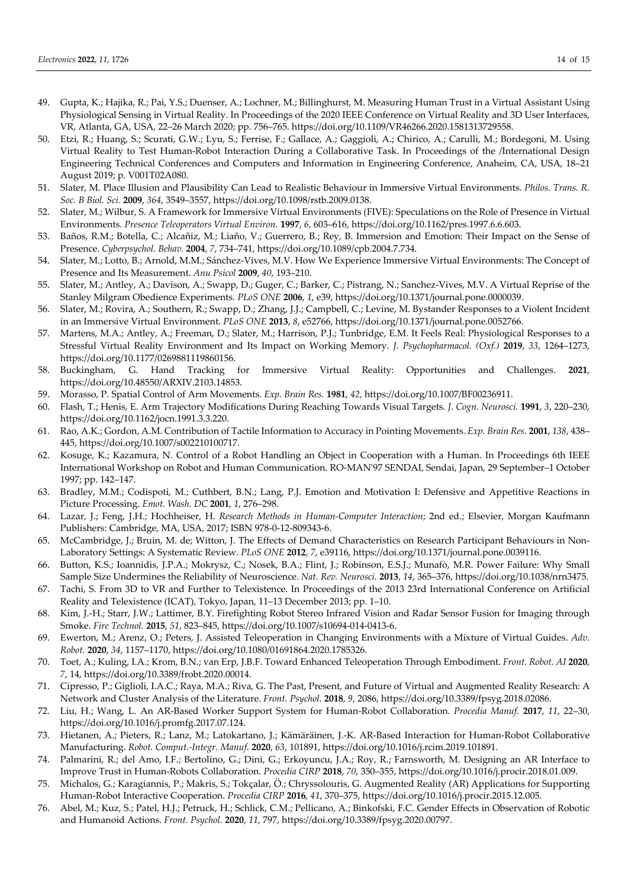49. Gupta, K.; Hajika, R.; Pai, Y.S.; Duenser, A.; Lochner, M.; Billinghurst, M. Measuring Human Trust in a Virtual Assistant Using Physiological Sensing in Virtual Reality. In Proceedings of the 2020 IEEE Conference on Virtual Reality and 3D User Interfaces, VR, Atlanta, GA, USA, 22–26 March 2020; pp. 756–765. https://doi.org/10.1109/VR46266.2020.1581313729558.
50. Etzi, R.; Huang, S.; Scurati, G.W.; Lyu, S.; Ferrise, F.; Gallace, A.; Gaggioli, A.; Chirico, A.; Carulli, M.; Bordegoni, M. Using Virtual Reality to Test Human-Robot Interaction During a Collaborative Task. In Proceedings of the /International Design Engineering Technical Conferences and Computers and Information in Engineering Conference, Anaheim, CA, USA, 18–21 August 2019; p. V001T02A080.
51. Slater, M. Place Illusion and Plausibility Can Lead to Realistic Behaviour in Immersive Virtual Environments. *Philos. Trans. R. Soc. B Biol. Sci.* **2009**, *364*, 3549–3557, https://doi.org/10.1098/rstb.2009.0138.
52. Slater, M.; Wilbur, S. A Framework for Immersive Virtual Environments (FIVE): Speculations on the Role of Presence in Virtual Environments. *Presence Teleoperators Virtual Environ.* **1997**, *6*, 603–616, https://doi.org/10.1162/pres.1997.6.6.603.
53. Baños, R.M.; Botella, C.; Alcañiz, M.; Liaño, V.; Guerrero, B.; Rey, B. Immersion and Emotion: Their Impact on the Sense of Presence. *Cyberpsychol. Behav.* **2004**, *7*, 734–741, https://doi.org/10.1089/cpb.2004.7.734.
54. Slater, M.; Lotto, B.; Arnold, M.M.; Sánchez-Vives, M.V. How We Experience Immersive Virtual Environments: The Concept of Presence and Its Measurement. *Anu Psicol* **2009**, *40*, 193–210.
55. Slater, M.; Antley, A.; Davison, A.; Swapp, D.; Guger, C.; Barker, C.; Pistrang, N.; Sanchez-Vives, M.V. A Virtual Reprise of the Stanley Milgram Obedience Experiments. *PLoS ONE* **2006**, *1*, e39, https://doi.org/10.1371/journal.pone.0000039.
56. Slater, M.; Rovira, A.; Southern, R.; Swapp, D.; Zhang, J.J.; Campbell, C.; Levine, M. Bystander Responses to a Violent Incident in an Immersive Virtual Environment. *PLoS ONE* **2013**, *8*, e52766, https://doi.org/10.1371/journal.pone.0052766.
57. Martens, M.A.; Antley, A.; Freeman, D.; Slater, M.; Harrison, P.J.; Tunbridge, E.M. It Feels Real: Physiological Responses to a Stressful Virtual Reality Environment and Its Impact on Working Memory. *J. Psychopharmacol. (Oxf.)* **2019**, *33*, 1264–1273, https://doi.org/10.1177/0269881119860156.
58. Buckingham, G. Hand Tracking for Immersive Virtual Reality: Opportunities and Challenges. **2021**, https://doi.org/10.48550/ARXIV.2103.14853.
59. Morasso, P. Spatial Control of Arm Movements. *Exp. Brain Res.* **1981**, *42*, https://doi.org/10.1007/BF00236911.
60. Flash, T.; Henis, E. Arm Trajectory Modifications During Reaching Towards Visual Targets. *J. Cogn. Neurosci.* **1991**, *3*, 220–230, https://doi.org/10.1162/jocn.1991.3.3.220.
61. Rao, A.K.; Gordon, A.M. Contribution of Tactile Information to Accuracy in Pointing Movements. *Exp. Brain Res.* **2001**, *138*, 438–445, https://doi.org/10.1007/s002210100717.
62. Kosuge, K.; Kazamura, N. Control of a Robot Handling an Object in Cooperation with a Human. In Proceedings 6th IEEE International Workshop on Robot and Human Communication. RO-MAN'97 SENDAI, Sendai, Japan, 29 September–1 October 1997; pp. 142–147.
63. Bradley, M.M.; Codispoti, M.; Cuthbert, B.N.; Lang, P.J. Emotion and Motivation I: Defensive and Appetitive Reactions in Picture Processing. *Emot. Wash. DC* **2001**, *1*, 276–298.
64. Lazar, J.; Feng, J.H.; Hochheiser, H. *Research Methods in Human-Computer Interaction*; 2nd ed.; Elsevier, Morgan Kaufmann Publishers: Cambridge, MA, USA, 2017; ISBN 978-0-12-809343-6.
65. McCambridge, J.; Bruin, M. de; Witton, J. The Effects of Demand Characteristics on Research Participant Behaviours in Non-Laboratory Settings: A Systematic Review. *PLoS ONE* **2012**, *7*, e39116, https://doi.org/10.1371/journal.pone.0039116.
66. Button, K.S.; Ioannidis, J.P.A.; Mokrysz, C.; Nosek, B.A.; Flint, J.; Robinson, E.S.J.; Munafò, M.R. Power Failure: Why Small Sample Size Undermines the Reliability of Neuroscience. *Nat. Rev. Neurosci.* **2013**, *14*, 365–376, https://doi.org/10.1038/nrn3475.
67. Tachi, S. From 3D to VR and Further to Telexistence. In Proceedings of the 2013 23rd International Conference on Artificial Reality and Telexistence (ICAT), Tokyo, Japan, 11–13 December 2013; pp. 1–10.
68. Kim, J.-H.; Starr, J.W.; Lattimer, B.Y. Firefighting Robot Stereo Infrared Vision and Radar Sensor Fusion for Imaging through Smoke. *Fire Technol.* **2015**, *51*, 823–845, https://doi.org/10.1007/s10694-014-0413-6.
69. Ewerton, M.; Arenz, O.; Peters, J. Assisted Teleoperation in Changing Environments with a Mixture of Virtual Guides. *Adv. Robot.* **2020**, *34*, 1157–1170, https://doi.org/10.1080/01691864.2020.1785326.
70. Toet, A.; Kuling, I.A.; Krom, B.N.; van Erp, J.B.F. Toward Enhanced Teleoperation Through Embodiment. *Front. Robot. AI* **2020**, *7*, 14, https://doi.org/10.3389/frobt.2020.00014.
71. Cipresso, P.; Giglioli, I.A.C.; Raya, M.A.; Riva, G. The Past, Present, and Future of Virtual and Augmented Reality Research: A Network and Cluster Analysis of the Literature. *Front. Psychol.* **2018**, *9*, 2086, https://doi.org/10.3389/fpsyg.2018.02086.
72. Liu, H.; Wang, L. An AR-Based Worker Support System for Human-Robot Collaboration. *Procedia Manuf.* **2017**, *11*, 22–30, https://doi.org/10.1016/j.promfg.2017.07.124.
73. Hietanen, A.; Pieters, R.; Lanz, M.; Latokartano, J.; Kämäräinen, J.-K. AR-Based Interaction for Human-Robot Collaborative Manufacturing. *Robot. Comput.-Integr. Manuf.* **2020**, *63*, 101891, https://doi.org/10.1016/j.rcim.2019.101891.
74. Palmarini, R.; del Amo, I.F.; Bertolino, G.; Dini, G.; Erkoyuncu, J.A.; Roy, R.; Farnsworth, M. Designing an AR Interface to Improve Trust in Human-Robots Collaboration. *Procedia CIRP* **2018**, *70*, 350–355, https://doi.org/10.1016/j.procir.2018.01.009.
75. Michalos, G.; Karagiannis, P.; Makris, S.; Tokçalar, Ö.; Chryssolouris, G. Augmented Reality (AR) Applications for Supporting Human-Robot Interactive Cooperation. *Procedia CIRP* **2016**, *41*, 370–375, https://doi.org/10.1016/j.procir.2015.12.005.
76. Abel, M.; Kuz, S.; Patel, H.J.; Petruck, H.; Schlick, C.M.; Pellicano, A.; Binkofski, F.C. Gender Effects in Observation of Robotic and Humanoid Actions. *Front. Psychol.* **2020**, *11*, 797, https://doi.org/10.3389/fpsyg.2020.00797.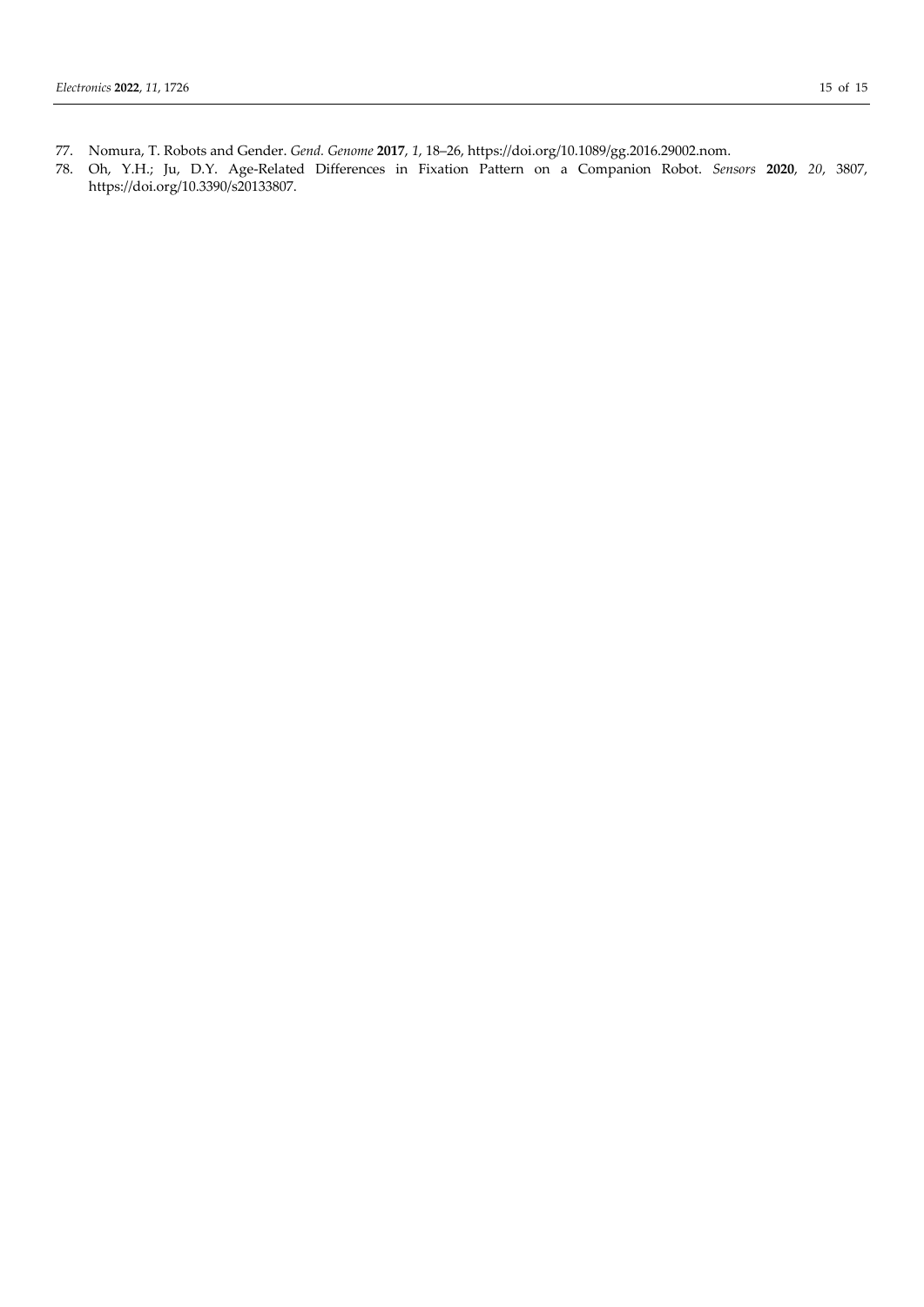77. Nomura, T. Robots and Gender. *Gend. Genome* **2017**, *1*, 18–26, https://doi.org/10.1089/gg.2016.29002.nom.
78. Oh, Y.H.; Ju, D.Y. Age-Related Differences in Fixation Pattern on a Companion Robot. *Sensors* **2020**, *20*, 3807, https://doi.org/10.3390/s20133807.